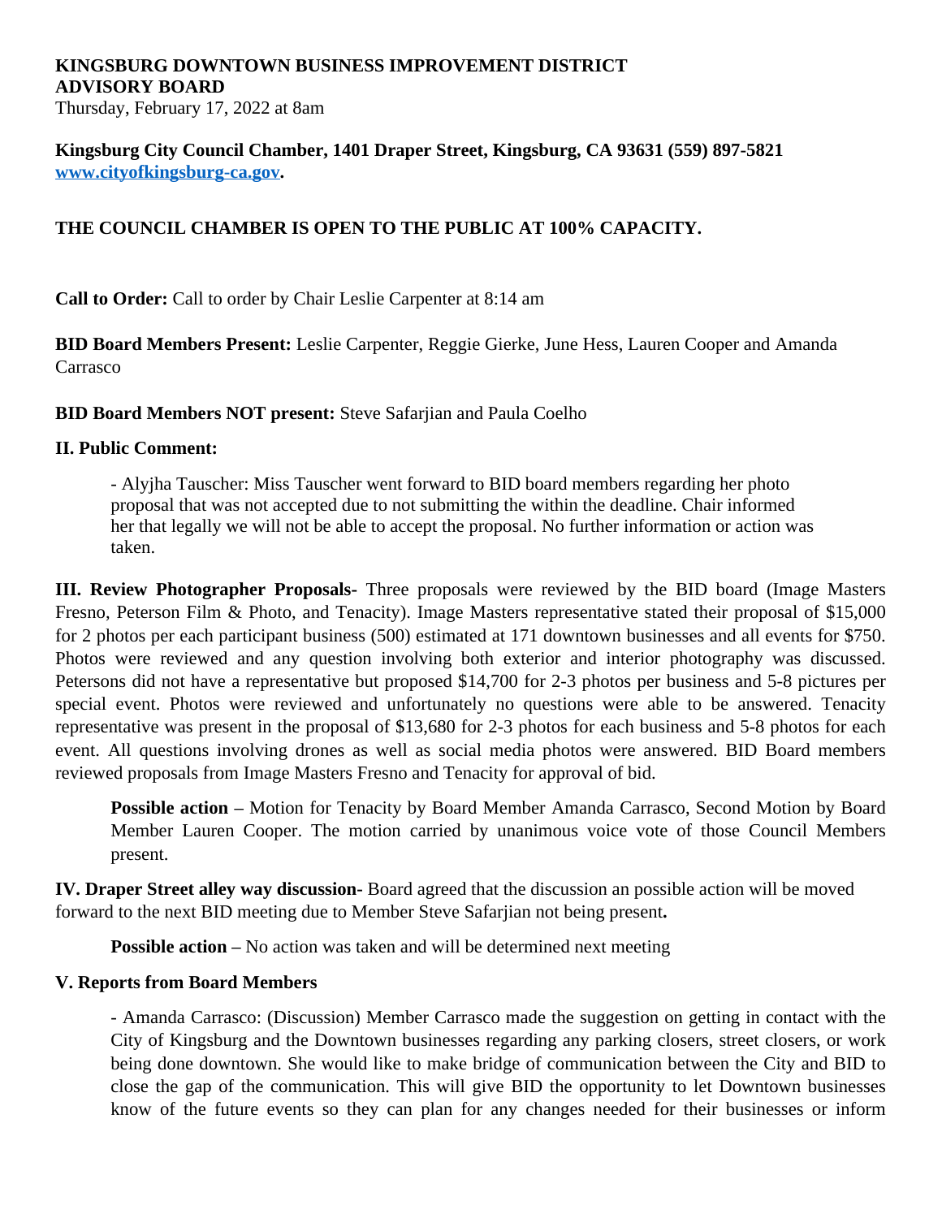**KINGSBURG DOWNTOWN BUSINESS IMPROVEMENT DISTRICT ADVISORY BOARD**
Thursday, February 17, 2022 at 8am

**Kingsburg City Council Chamber, 1401 Draper Street, Kingsburg, CA 93631 (559) 897-5821 [www.cityofkingsburg-ca.gov](http://www.cityofkingsburg-ca.gov).**

**THE COUNCIL CHAMBER IS OPEN TO THE PUBLIC AT 100% CAPACITY.**

**Call to Order:** Call to order by Chair Leslie Carpenter at 8:14 am

**BID Board Members Present:** Leslie Carpenter, Reggie Gierke, June Hess, Lauren Cooper and Amanda Carrasco

**BID Board Members NOT present:** Steve Safarjian and Paula Coelho

**II. Public Comment:**

- Alyjha Tauscher: Miss Tauscher went forward to BID board members regarding her photo proposal that was not accepted due to not submitting the within the deadline. Chair informed her that legally we will not be able to accept the proposal. No further information or action was taken.

**III. Review Photographer Proposals-** Three proposals were reviewed by the BID board (Image Masters Fresno, Peterson Film & Photo, and Tenacity). Image Masters representative stated their proposal of $15,000 for 2 photos per each participant business (500) estimated at 171 downtown businesses and all events for $750. Photos were reviewed and any question involving both exterior and interior photography was discussed. Petersons did not have a representative but proposed $14,700 for 2-3 photos per business and 5-8 pictures per special event. Photos were reviewed and unfortunately no questions were able to be answered. Tenacity representative was present in the proposal of $13,680 for 2-3 photos for each business and 5-8 photos for each event. All questions involving drones as well as social media photos were answered. BID Board members reviewed proposals from Image Masters Fresno and Tenacity for approval of bid.

**Possible action –** Motion for Tenacity by Board Member Amanda Carrasco, Second Motion by Board Member Lauren Cooper. The motion carried by unanimous voice vote of those Council Members present.

**IV. Draper Street alley way discussion-** Board agreed that the discussion an possible action will be moved forward to the next BID meeting due to Member Steve Safarjian not being present**.**

**Possible action –** No action was taken and will be determined next meeting

**V. Reports from Board Members**

- Amanda Carrasco: (Discussion) Member Carrasco made the suggestion on getting in contact with the City of Kingsburg and the Downtown businesses regarding any parking closers, street closers, or work being done downtown. She would like to make bridge of communication between the City and BID to close the gap of the communication. This will give BID the opportunity to let Downtown businesses know of the future events so they can plan for any changes needed for their businesses or inform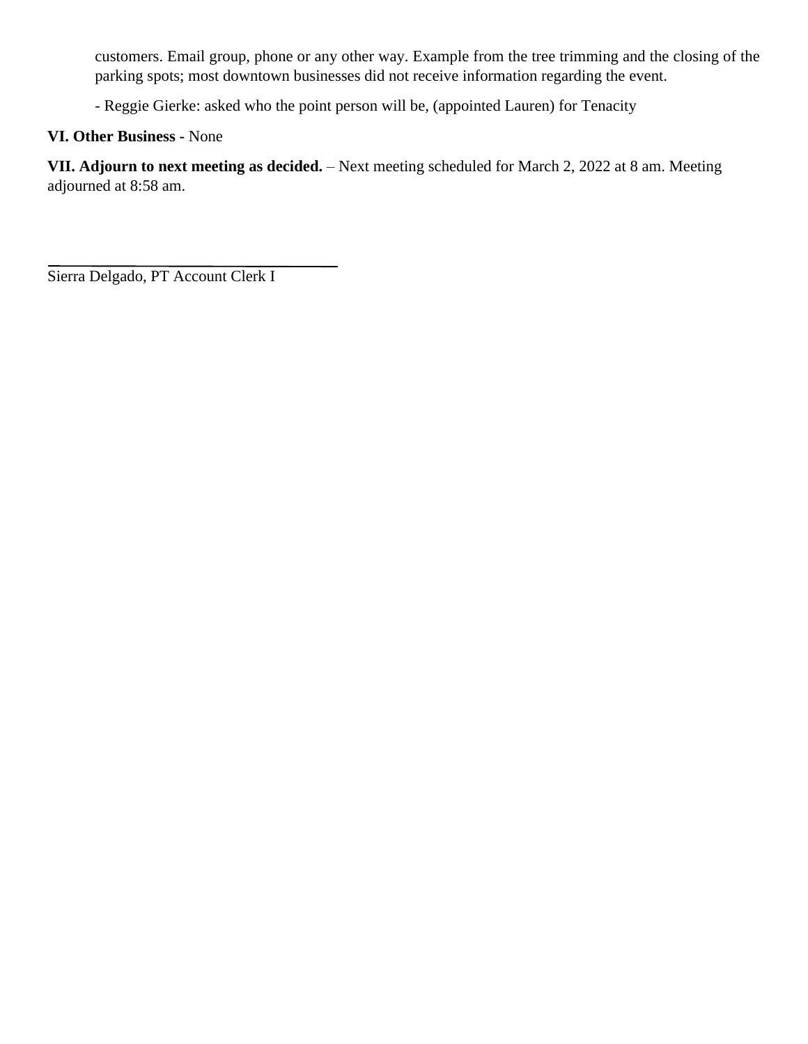customers. Email group, phone or any other way. Example from the tree trimming and the closing of the parking spots; most downtown businesses did not receive information regarding the event.

- Reggie Gierke: asked who the point person will be, (appointed Lauren) for Tenacity

**VI. Other Business -** None

**VII. Adjourn to next meeting as decided.** – Next meeting scheduled for March 2, 2022 at 8 am. Meeting adjourned at 8:58 am.

\_\_\_\_\_\_\_\_\_\_\_\_\_\_\_\_\_\_\_\_\_\_\_\_\_\_\_\_\_\_\_\_\_\_\_\_

Sierra Delgado, PT Account Clerk I